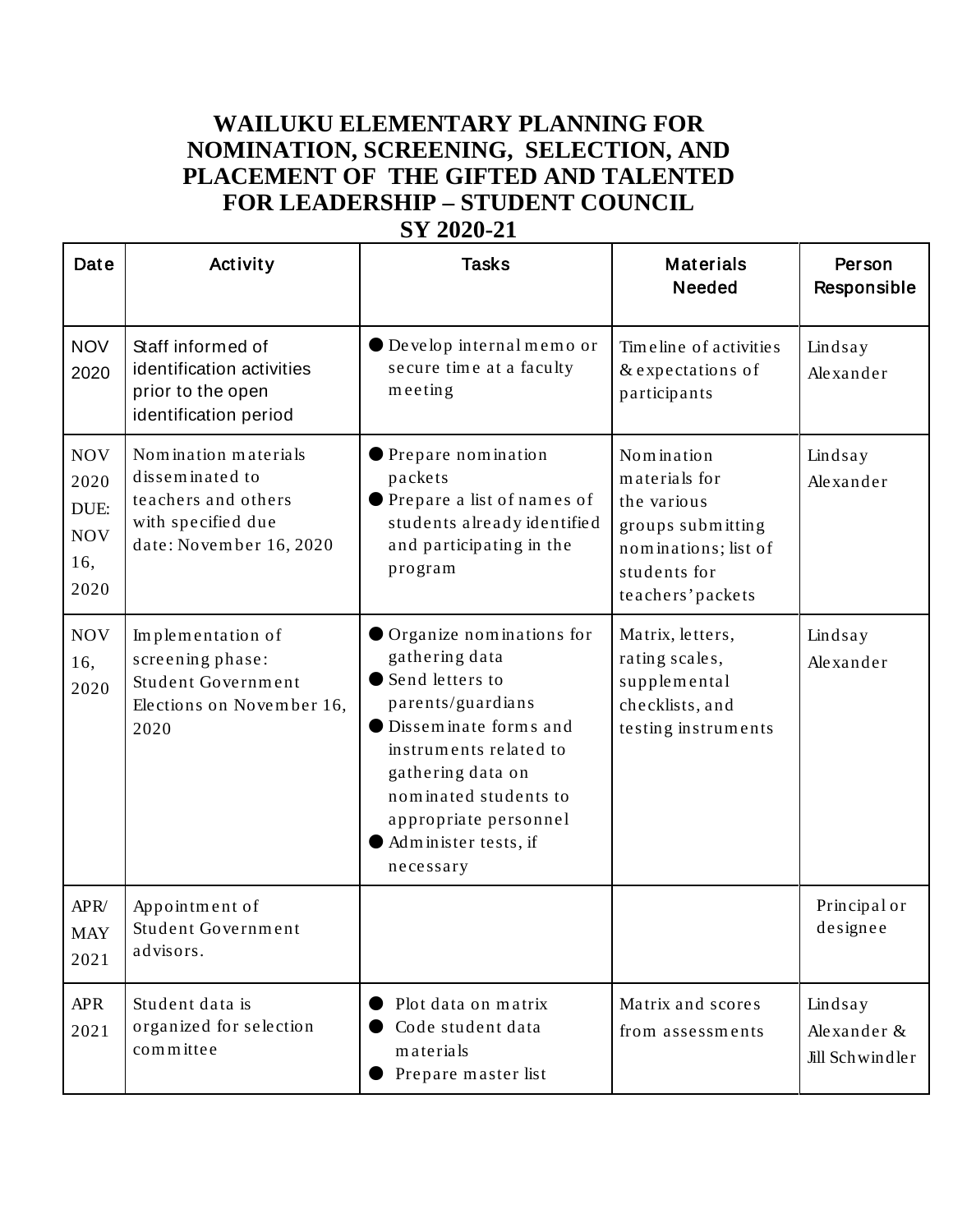# WAILUKU ELEMENTARY PLANNING FOR NOMINATION, SCREENING, SELECTION, AND PLACEMENT OF THE GIFTED AND TALENTED FOR LEADERSHIP – STUDENT COUNCIL SY 2020-21

| Date | Activity | Tasks | Materials Needed | Person Responsible |
|---|---|---|---|---|
| NOV 2020 | Staff informed of identification activities prior to the open identification period | ● Develop internal memo or secure time at a faculty meeting | Timeline of activities & expectations of participants | Lindsay Alexander |
| NOV 2020 DUE: NOV 16, 2020 | Nomination materials disseminated to teachers and others with specified due date: November 16, 2020 | ● Prepare nomination packets<br>● Prepare a list of names of students already identified and participating in the program | Nomination materials for the various groups submitting nominations; list of students for teachers' packets | Lindsay Alexander |
| NOV 16, 2020 | Implementation of screening phase: Student Government Elections on November 16, 2020 | ● Organize nominations for gathering data<br>● Send letters to parents/guardians<br>● Disseminate forms and instruments related to gathering data on nominated students to appropriate personnel<br>● Administer tests, if necessary | Matrix, letters, rating scales, supplemental checklists, and testing instruments | Lindsay Alexander |
| APR/ MAY 2021 | Appointment of Student Government advisors. | | | Principal or designee |
| APR 2021 | Student data is organized for selection committee | ● Plot data on matrix<br>● Code student data materials<br>● Prepare master list | Matrix and scores from assessments | Lindsay Alexander & Jill Schwindler |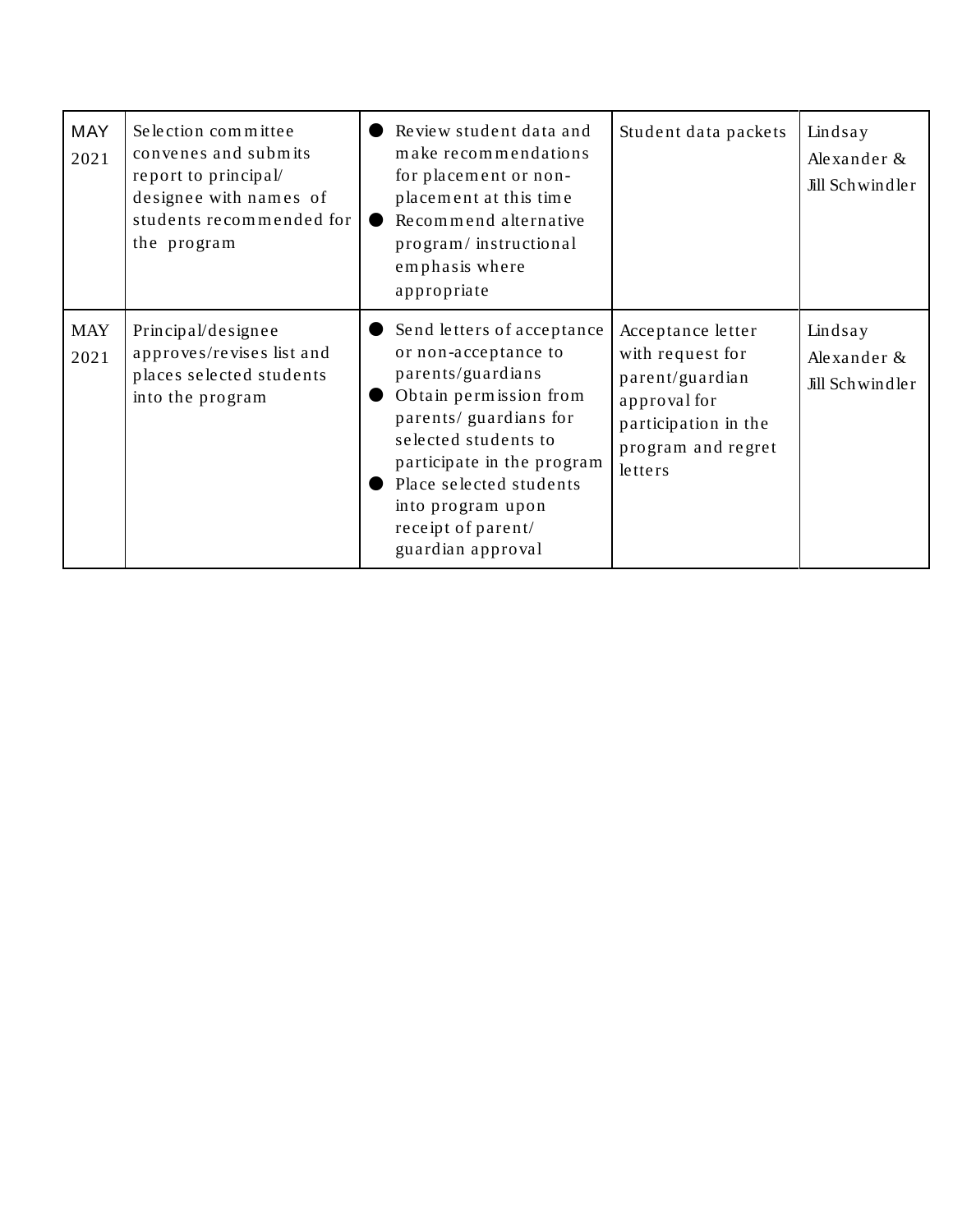| | | | | |
|---|---|---|---|---|
| MAY 2021 | Selection committee convenes and submits report to principal/ designee with names of students recommended for the program | • Review student data and make recommendations for placement or non-placement at this time<br>• Recommend alternative program/ instructional emphasis where appropriate | Student data packets | Lindsay Alexander & Jill Schwindler |
| MAY 2021 | Principal/designee approves/revises list and places selected students into the program | • Send letters of acceptance or non-acceptance to parents/guardians<br>• Obtain permission from parents/ guardians for selected students to participate in the program<br>• Place selected students into program upon receipt of parent/ guardian approval | Acceptance letter with request for parent/guardian approval for participation in the program and regret letters | Lindsay Alexander & Jill Schwindler |